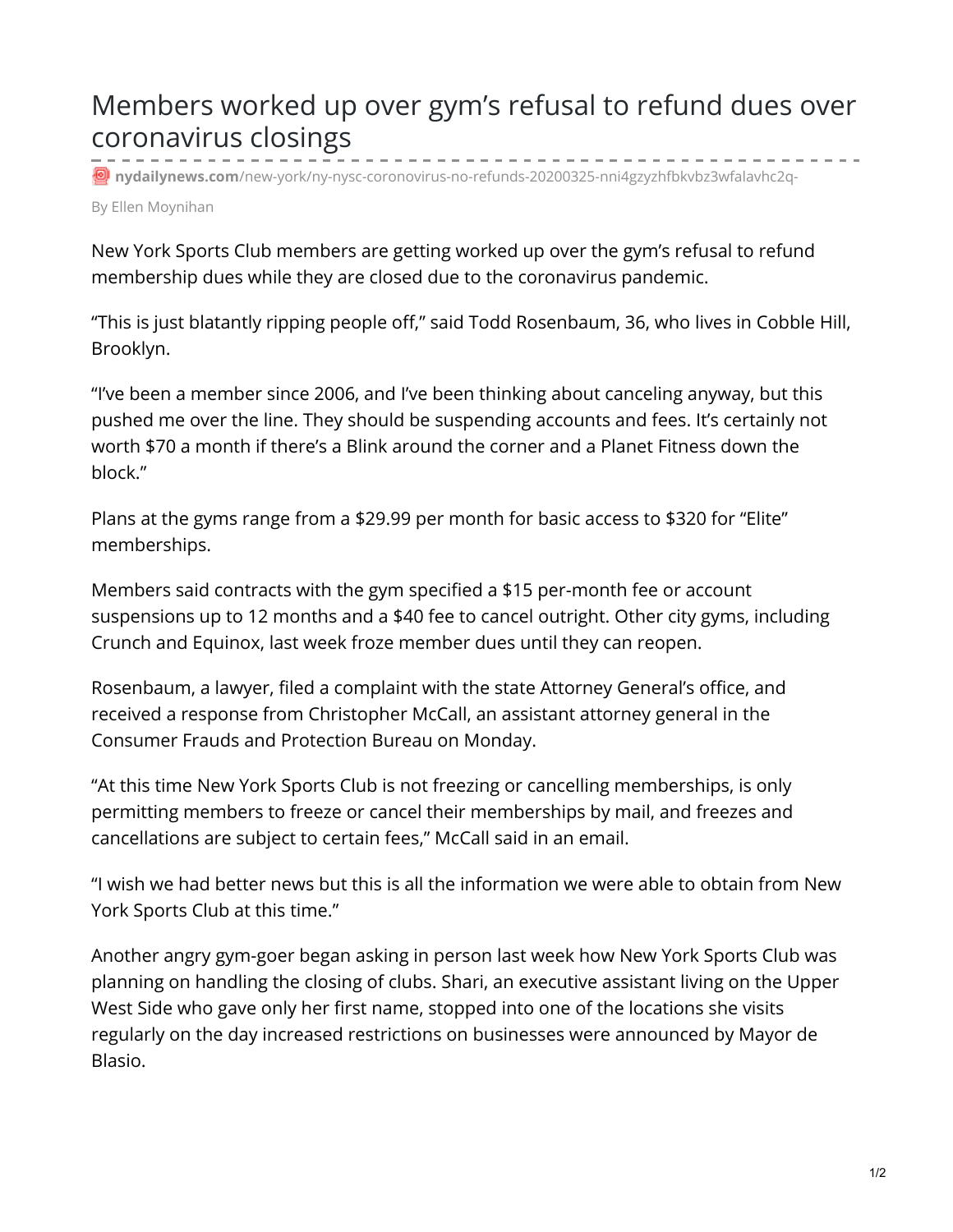# Members worked up over gym's refusal to refund dues over coronavirus closings

nydailynews.com/new-york/ny-nysc-coronovirus-no-refunds-20200325-nni4gzyzhfbkvbz3wfalavhc2q-

By Ellen Moynihan

New York Sports Club members are getting worked up over the gym's refusal to refund membership dues while they are closed due to the coronavirus pandemic.

"This is just blatantly ripping people off," said Todd Rosenbaum, 36, who lives in Cobble Hill, Brooklyn.

"I've been a member since 2006, and I've been thinking about canceling anyway, but this pushed me over the line. They should be suspending accounts and fees. It's certainly not worth $70 a month if there's a Blink around the corner and a Planet Fitness down the block."

Plans at the gyms range from a $29.99 per month for basic access to $320 for "Elite" memberships.

Members said contracts with the gym specified a $15 per-month fee or account suspensions up to 12 months and a $40 fee to cancel outright. Other city gyms, including Crunch and Equinox, last week froze member dues until they can reopen.

Rosenbaum, a lawyer, filed a complaint with the state Attorney General's office, and received a response from Christopher McCall, an assistant attorney general in the Consumer Frauds and Protection Bureau on Monday.

"At this time New York Sports Club is not freezing or cancelling memberships, is only permitting members to freeze or cancel their memberships by mail, and freezes and cancellations are subject to certain fees," McCall said in an email.

"I wish we had better news but this is all the information we were able to obtain from New York Sports Club at this time."

Another angry gym-goer began asking in person last week how New York Sports Club was planning on handling the closing of clubs. Shari, an executive assistant living on the Upper West Side who gave only her first name, stopped into one of the locations she visits regularly on the day increased restrictions on businesses were announced by Mayor de Blasio.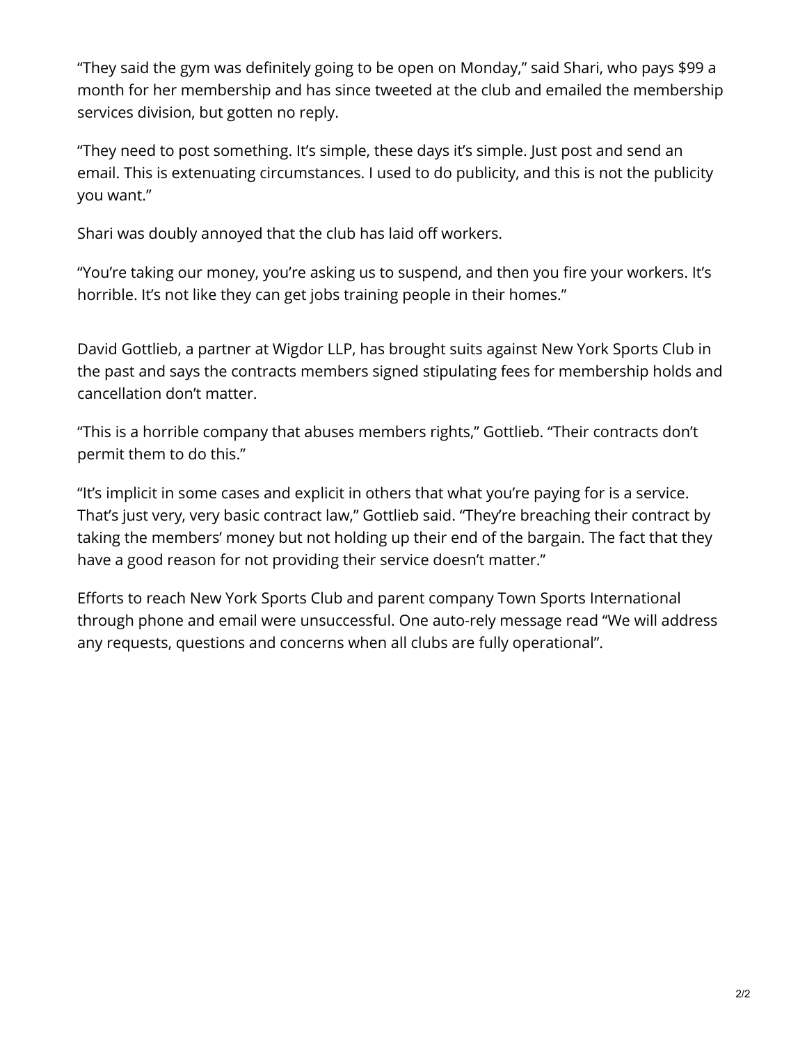“They said the gym was definitely going to be open on Monday,” said Shari, who pays $99 a month for her membership and has since tweeted at the club and emailed the membership services division, but gotten no reply.

“They need to post something. It’s simple, these days it’s simple. Just post and send an email. This is extenuating circumstances. I used to do publicity, and this is not the publicity you want.”

Shari was doubly annoyed that the club has laid off workers.

“You’re taking our money, you’re asking us to suspend, and then you fire your workers. It’s horrible. It’s not like they can get jobs training people in their homes.”

David Gottlieb, a partner at Wigdor LLP, has brought suits against New York Sports Club in the past and says the contracts members signed stipulating fees for membership holds and cancellation don’t matter.

“This is a horrible company that abuses members rights,” Gottlieb. “Their contracts don’t permit them to do this.”

“It’s implicit in some cases and explicit in others that what you’re paying for is a service. That’s just very, very basic contract law,” Gottlieb said. “They’re breaching their contract by taking the members’ money but not holding up their end of the bargain. The fact that they have a good reason for not providing their service doesn’t matter.”

Efforts to reach New York Sports Club and parent company Town Sports International through phone and email were unsuccessful. One auto-rely message read “We will address any requests, questions and concerns when all clubs are fully operational”.